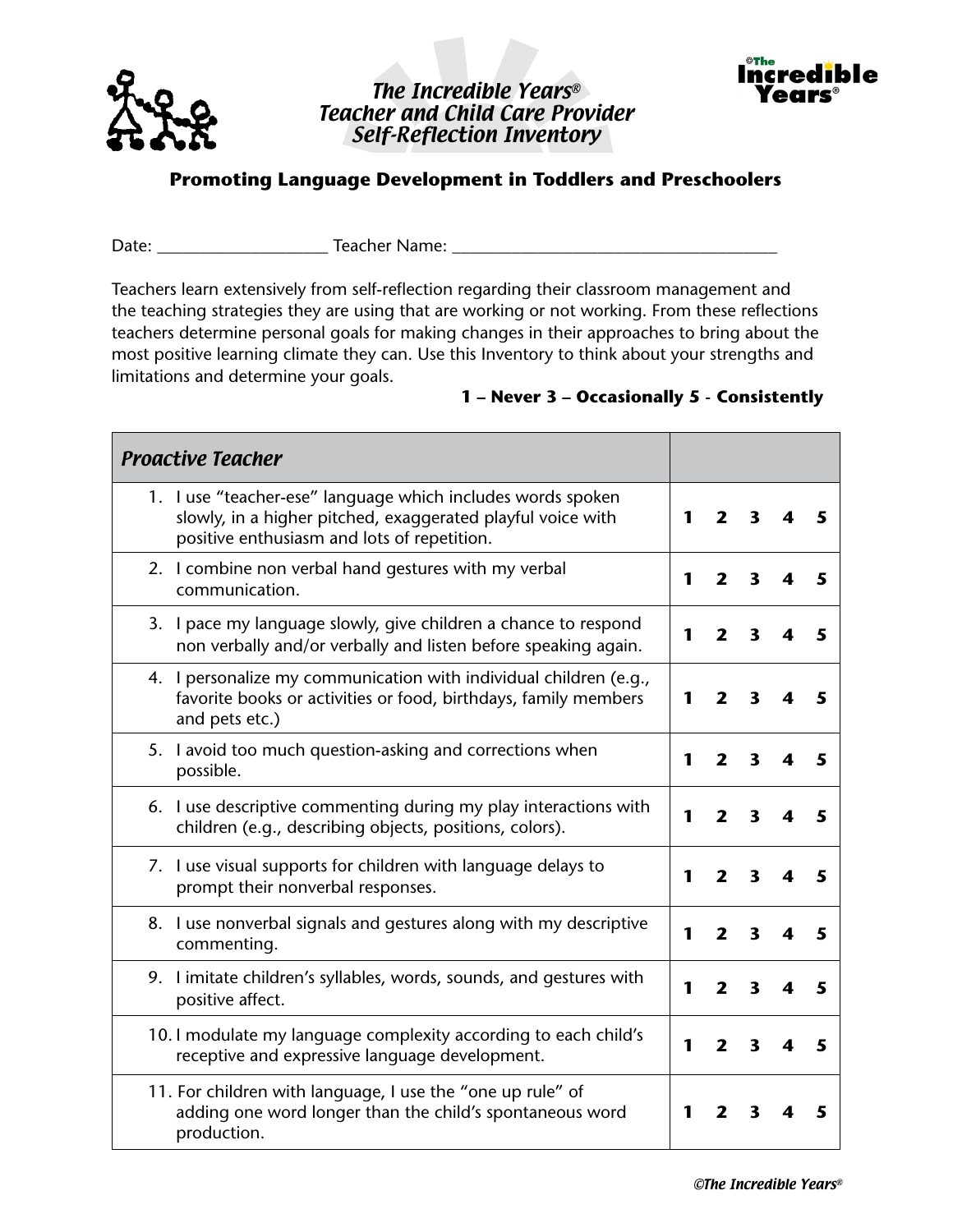# *The Incredible Years®*
## *Teacher and Child Care Provider Self-Reflection Inventory*

©The Incredible Years®

### Promoting Language Development in Toddlers and Preschoolers

Date: ____________________ Teacher Name: ________________________________________

Teachers learn extensively from self-reflection regarding their classroom management and the teaching strategies they are using that are working or not working. From these reflections teachers determine personal goals for making changes in their approaches to bring about the most positive learning climate they can. Use this Inventory to think about your strengths and limitations and determine your goals.

**1 – Never 3 – Occasionally 5 - Consistently**

| *Proactive Teacher* | |
|---|---|
| 1. I use "teacher-ese" language which includes words spoken slowly, in a higher pitched, exaggerated playful voice with positive enthusiasm and lots of repetition. | **1 2 3 4 5** |
| 2. I combine non verbal hand gestures with my verbal communication. | **1 2 3 4 5** |
| 3. I pace my language slowly, give children a chance to respond non verbally and/or verbally and listen before speaking again. | **1 2 3 4 5** |
| 4. I personalize my communication with individual children (e.g., favorite books or activities or food, birthdays, family members and pets etc.) | **1 2 3 4 5** |
| 5. I avoid too much question-asking and corrections when possible. | **1 2 3 4 5** |
| 6. I use descriptive commenting during my play interactions with children (e.g., describing objects, positions, colors). | **1 2 3 4 5** |
| 7. I use visual supports for children with language delays to prompt their nonverbal responses. | **1 2 3 4 5** |
| 8. I use nonverbal signals and gestures along with my descriptive commenting. | **1 2 3 4 5** |
| 9. I imitate children's syllables, words, sounds, and gestures with positive affect. | **1 2 3 4 5** |
| 10. I modulate my language complexity according to each child's receptive and expressive language development. | **1 2 3 4 5** |
| 11. For children with language, I use the "one up rule" of adding one word longer than the child's spontaneous word production. | **1 2 3 4 5** |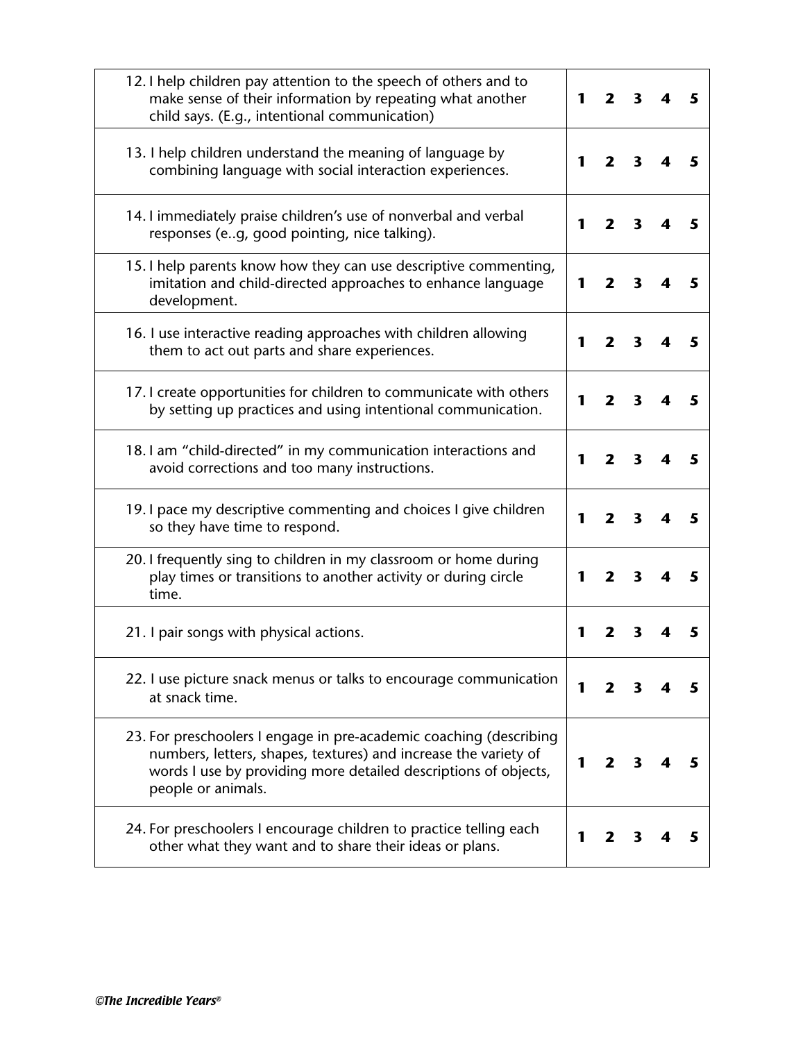| | |
|---|---|
| 12. I help children pay attention to the speech of others and to make sense of their information by repeating what another child says. (E.g., intentional communication) | **1 2 3 4 5** |
| 13. I help children understand the meaning of language by combining language with social interaction experiences. | **1 2 3 4 5** |
| 14. I immediately praise children's use of nonverbal and verbal responses (e..g, good pointing, nice talking). | **1 2 3 4 5** |
| 15. I help parents know how they can use descriptive commenting, imitation and child-directed approaches to enhance language development. | **1 2 3 4 5** |
| 16. I use interactive reading approaches with children allowing them to act out parts and share experiences. | **1 2 3 4 5** |
| 17. I create opportunities for children to communicate with others by setting up practices and using intentional communication. | **1 2 3 4 5** |
| 18. I am "child-directed" in my communication interactions and avoid corrections and too many instructions. | **1 2 3 4 5** |
| 19. I pace my descriptive commenting and choices I give children so they have time to respond. | **1 2 3 4 5** |
| 20. I frequently sing to children in my classroom or home during play times or transitions to another activity or during circle time. | **1 2 3 4 5** |
| 21. I pair songs with physical actions. | **1 2 3 4 5** |
| 22. I use picture snack menus or talks to encourage communication at snack time. | **1 2 3 4 5** |
| 23. For preschoolers I engage in pre-academic coaching (describing numbers, letters, shapes, textures) and increase the variety of words I use by providing more detailed descriptions of objects, people or animals. | **1 2 3 4 5** |
| 24. For preschoolers I encourage children to practice telling each other what they want and to share their ideas or plans. | **1 2 3 4 5** |

*©The Incredible Years®*